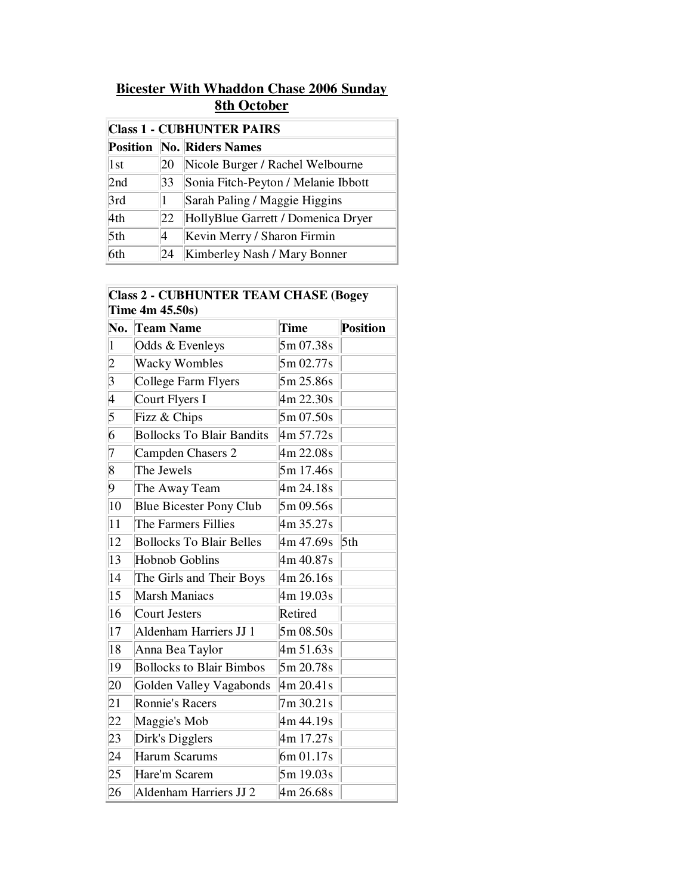# Bicester With Whaddon Chase 2006 Sunday 8th October

| Class 1 - CUBHUNTER PAIRS | | |
|---|---|---|
| **Position** | **No.** | **Riders Names** |
| 1st | 20 | Nicole Burger / Rachel Welbourne |
| 2nd | 33 | Sonia Fitch-Peyton / Melanie Ibbott |
| 3rd | 1 | Sarah Paling / Maggie Higgins |
| 4th | 22 | HollyBlue Garrett / Domenica Dryer |
| 5th | 4 | Kevin Merry / Sharon Firmin |
| 6th | 24 | Kimberley Nash / Mary Bonner |

| Class 2 - CUBHUNTER TEAM CHASE (Bogey Time 4m 45.50s) | | | |
|---|---|---|---|
| **No.** | **Team Name** | **Time** | **Position** |
| 1 | Odds & Evenleys | 5m 07.38s | |
| 2 | Wacky Wombles | 5m 02.77s | |
| 3 | College Farm Flyers | 5m 25.86s | |
| 4 | Court Flyers I | 4m 22.30s | |
| 5 | Fizz & Chips | 5m 07.50s | |
| 6 | Bollocks To Blair Bandits | 4m 57.72s | |
| 7 | Campden Chasers 2 | 4m 22.08s | |
| 8 | The Jewels | 5m 17.46s | |
| 9 | The Away Team | 4m 24.18s | |
| 10 | Blue Bicester Pony Club | 5m 09.56s | |
| 11 | The Farmers Fillies | 4m 35.27s | |
| 12 | Bollocks To Blair Belles | 4m 47.69s | 5th |
| 13 | Hobnob Goblins | 4m 40.87s | |
| 14 | The Girls and Their Boys | 4m 26.16s | |
| 15 | Marsh Maniacs | 4m 19.03s | |
| 16 | Court Jesters | Retired | |
| 17 | Aldenham Harriers JJ 1 | 5m 08.50s | |
| 18 | Anna Bea Taylor | 4m 51.63s | |
| 19 | Bollocks to Blair Bimbos | 5m 20.78s | |
| 20 | Golden Valley Vagabonds | 4m 20.41s | |
| 21 | Ronnie's Racers | 7m 30.21s | |
| 22 | Maggie's Mob | 4m 44.19s | |
| 23 | Dirk's Digglers | 4m 17.27s | |
| 24 | Harum Scarums | 6m 01.17s | |
| 25 | Hare'm Scarem | 5m 19.03s | |
| 26 | Aldenham Harriers JJ 2 | 4m 26.68s | |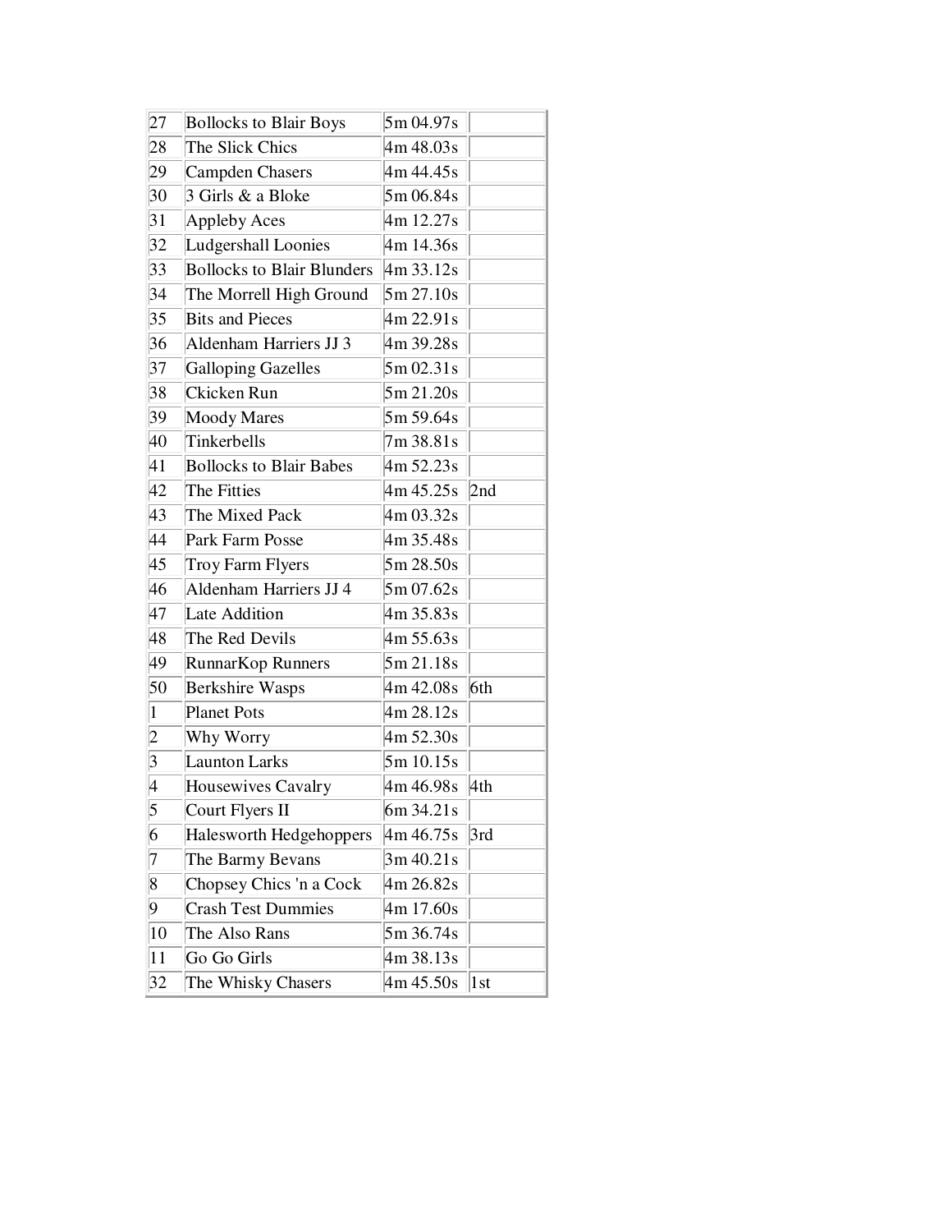| | | | |
|---|---|---|---|
| 27 | Bollocks to Blair Boys | 5m 04.97s | |
| 28 | The Slick Chics | 4m 48.03s | |
| 29 | Campden Chasers | 4m 44.45s | |
| 30 | 3 Girls & a Bloke | 5m 06.84s | |
| 31 | Appleby Aces | 4m 12.27s | |
| 32 | Ludgershall Loonies | 4m 14.36s | |
| 33 | Bollocks to Blair Blunders | 4m 33.12s | |
| 34 | The Morrell High Ground | 5m 27.10s | |
| 35 | Bits and Pieces | 4m 22.91s | |
| 36 | Aldenham Harriers JJ 3 | 4m 39.28s | |
| 37 | Galloping Gazelles | 5m 02.31s | |
| 38 | Ckicken Run | 5m 21.20s | |
| 39 | Moody Mares | 5m 59.64s | |
| 40 | Tinkerbells | 7m 38.81s | |
| 41 | Bollocks to Blair Babes | 4m 52.23s | |
| 42 | The Fitties | 4m 45.25s | 2nd |
| 43 | The Mixed Pack | 4m 03.32s | |
| 44 | Park Farm Posse | 4m 35.48s | |
| 45 | Troy Farm Flyers | 5m 28.50s | |
| 46 | Aldenham Harriers JJ 4 | 5m 07.62s | |
| 47 | Late Addition | 4m 35.83s | |
| 48 | The Red Devils | 4m 55.63s | |
| 49 | RunnarKop Runners | 5m 21.18s | |
| 50 | Berkshire Wasps | 4m 42.08s | 6th |
| 1 | Planet Pots | 4m 28.12s | |
| 2 | Why Worry | 4m 52.30s | |
| 3 | Launton Larks | 5m 10.15s | |
| 4 | Housewives Cavalry | 4m 46.98s | 4th |
| 5 | Court Flyers II | 6m 34.21s | |
| 6 | Halesworth Hedgehoppers | 4m 46.75s | 3rd |
| 7 | The Barmy Bevans | 3m 40.21s | |
| 8 | Chopsey Chics 'n a Cock | 4m 26.82s | |
| 9 | Crash Test Dummies | 4m 17.60s | |
| 10 | The Also Rans | 5m 36.74s | |
| 11 | Go Go Girls | 4m 38.13s | |
| 32 | The Whisky Chasers | 4m 45.50s | 1st |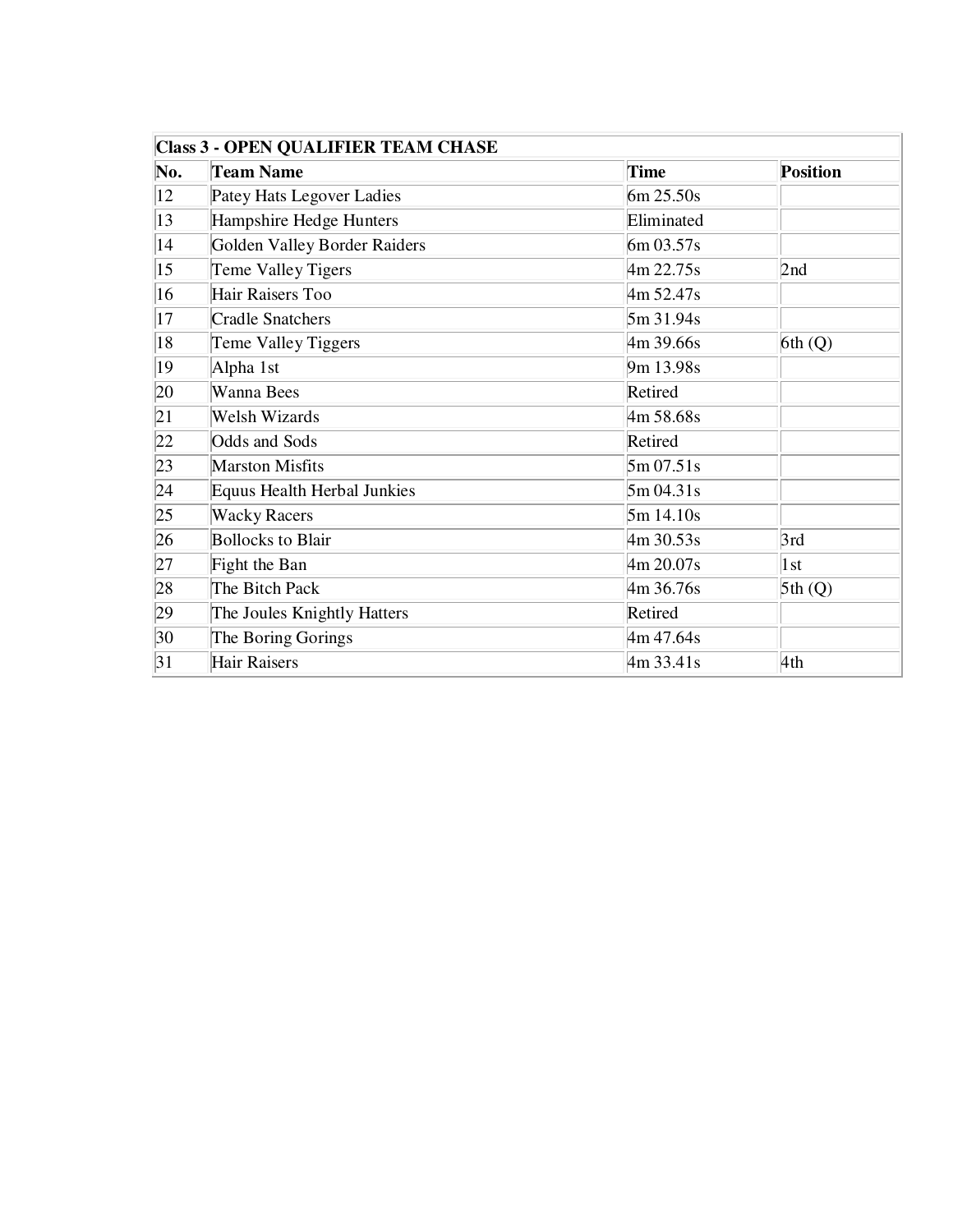| Class 3 - OPEN QUALIFIER TEAM CHASE | | | |
|---|---|---|---|
| **No.** | **Team Name** | **Time** | **Position** |
| 12 | Patey Hats Legover Ladies | 6m 25.50s | |
| 13 | Hampshire Hedge Hunters | Eliminated | |
| 14 | Golden Valley Border Raiders | 6m 03.57s | |
| 15 | Teme Valley Tigers | 4m 22.75s | 2nd |
| 16 | Hair Raisers Too | 4m 52.47s | |
| 17 | Cradle Snatchers | 5m 31.94s | |
| 18 | Teme Valley Tiggers | 4m 39.66s | 6th (Q) |
| 19 | Alpha 1st | 9m 13.98s | |
| 20 | Wanna Bees | Retired | |
| 21 | Welsh Wizards | 4m 58.68s | |
| 22 | Odds and Sods | Retired | |
| 23 | Marston Misfits | 5m 07.51s | |
| 24 | Equus Health Herbal Junkies | 5m 04.31s | |
| 25 | Wacky Racers | 5m 14.10s | |
| 26 | Bollocks to Blair | 4m 30.53s | 3rd |
| 27 | Fight the Ban | 4m 20.07s | 1st |
| 28 | The Bitch Pack | 4m 36.76s | 5th (Q) |
| 29 | The Joules Knightly Hatters | Retired | |
| 30 | The Boring Gorings | 4m 47.64s | |
| 31 | Hair Raisers | 4m 33.41s | 4th |